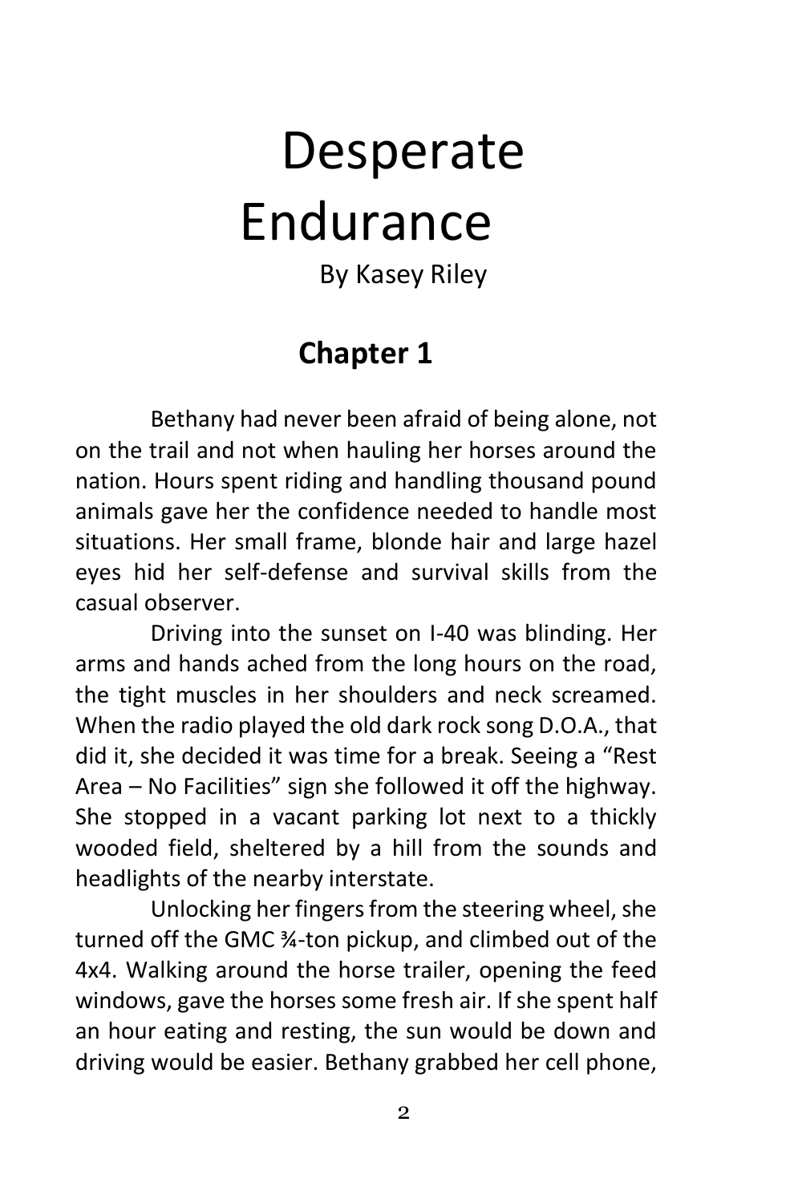# Desperate Endurance

By Kasey Riley

## Chapter 1

Bethany had never been afraid of being alone, not on the trail and not when hauling her horses around the nation. Hours spent riding and handling thousand pound animals gave her the confidence needed to handle most situations. Her small frame, blonde hair and large hazel eyes hid her self-defense and survival skills from the casual observer.

Driving into the sunset on I-40 was blinding. Her arms and hands ached from the long hours on the road, the tight muscles in her shoulders and neck screamed. When the radio played the old dark rock song D.O.A., that did it, she decided it was time for a break. Seeing a “Rest Area – No Facilities” sign she followed it off the highway. She stopped in a vacant parking lot next to a thickly wooded field, sheltered by a hill from the sounds and headlights of the nearby interstate.

Unlocking her fingers from the steering wheel, she turned off the GMC ¾-ton pickup, and climbed out of the 4x4. Walking around the horse trailer, opening the feed windows, gave the horses some fresh air. If she spent half an hour eating and resting, the sun would be down and driving would be easier. Bethany grabbed her cell phone,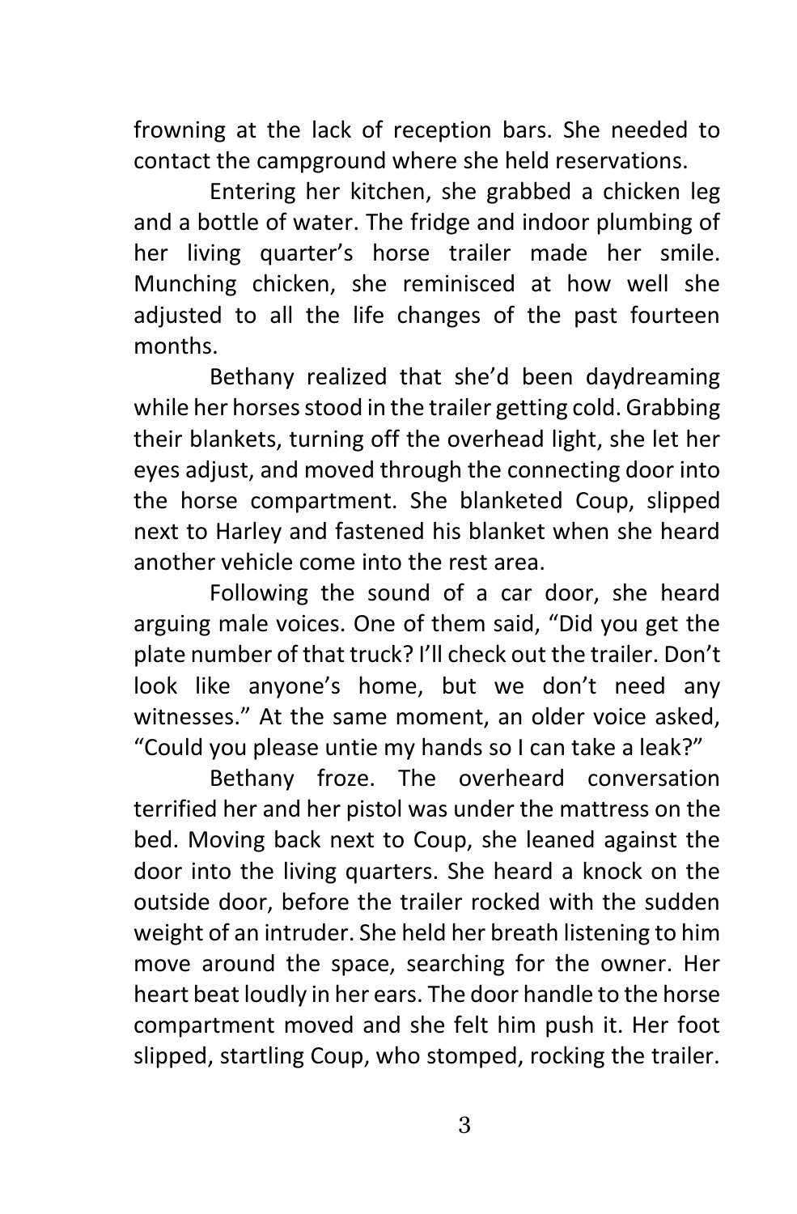frowning at the lack of reception bars. She needed to contact the campground where she held reservations.

Entering her kitchen, she grabbed a chicken leg and a bottle of water. The fridge and indoor plumbing of her living quarter's horse trailer made her smile. Munching chicken, she reminisced at how well she adjusted to all the life changes of the past fourteen months.

Bethany realized that she'd been daydreaming while her horses stood in the trailer getting cold. Grabbing their blankets, turning off the overhead light, she let her eyes adjust, and moved through the connecting door into the horse compartment. She blanketed Coup, slipped next to Harley and fastened his blanket when she heard another vehicle come into the rest area.

Following the sound of a car door, she heard arguing male voices. One of them said, "Did you get the plate number of that truck? I'll check out the trailer. Don't look like anyone's home, but we don't need any witnesses." At the same moment, an older voice asked, "Could you please untie my hands so I can take a leak?"

Bethany froze. The overheard conversation terrified her and her pistol was under the mattress on the bed. Moving back next to Coup, she leaned against the door into the living quarters. She heard a knock on the outside door, before the trailer rocked with the sudden weight of an intruder. She held her breath listening to him move around the space, searching for the owner. Her heart beat loudly in her ears. The door handle to the horse compartment moved and she felt him push it. Her foot slipped, startling Coup, who stomped, rocking the trailer.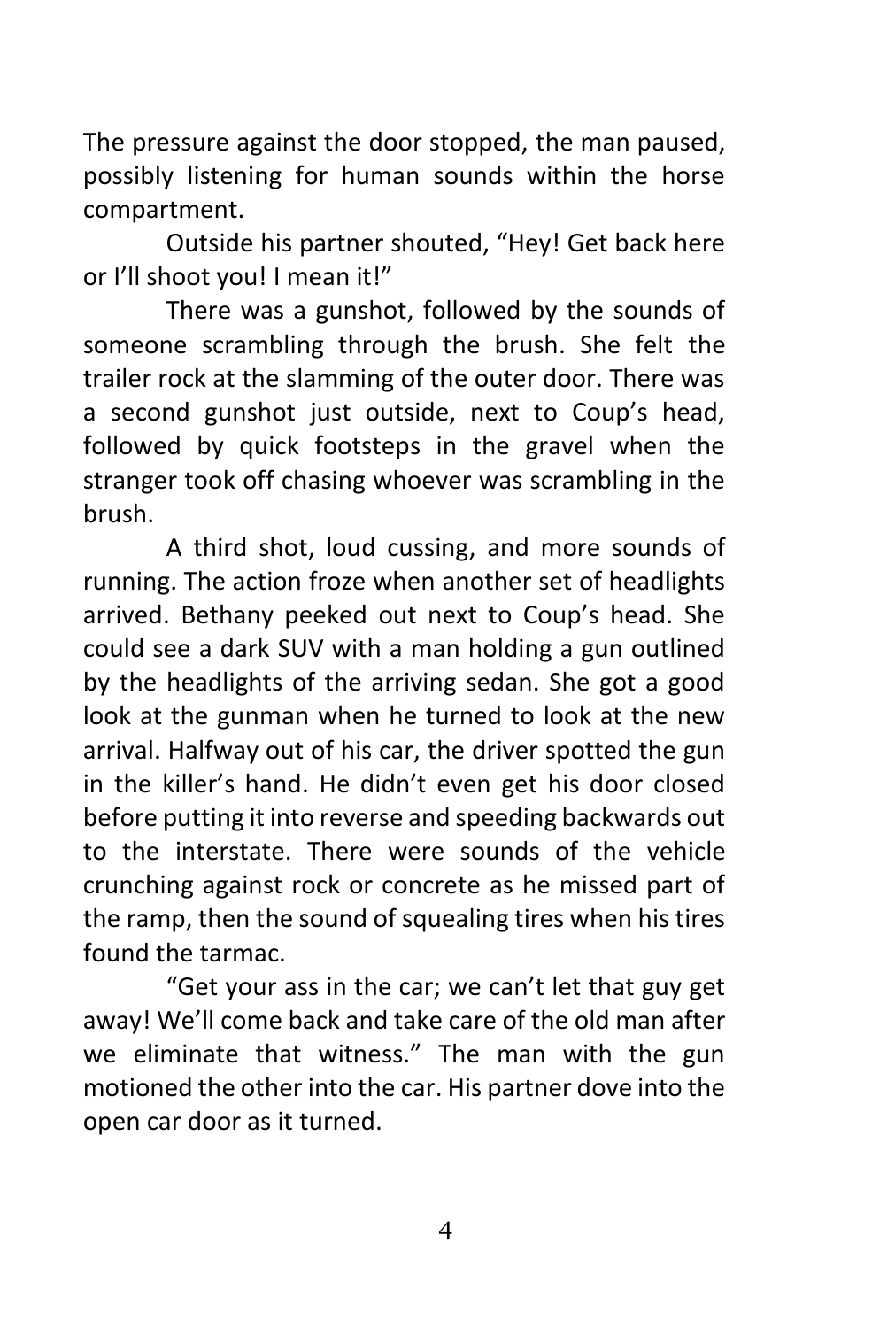The pressure against the door stopped, the man paused, possibly listening for human sounds within the horse compartment.

Outside his partner shouted, "Hey! Get back here or I'll shoot you! I mean it!"

There was a gunshot, followed by the sounds of someone scrambling through the brush. She felt the trailer rock at the slamming of the outer door. There was a second gunshot just outside, next to Coup's head, followed by quick footsteps in the gravel when the stranger took off chasing whoever was scrambling in the brush.

A third shot, loud cussing, and more sounds of running. The action froze when another set of headlights arrived. Bethany peeked out next to Coup's head. She could see a dark SUV with a man holding a gun outlined by the headlights of the arriving sedan. She got a good look at the gunman when he turned to look at the new arrival. Halfway out of his car, the driver spotted the gun in the killer's hand. He didn't even get his door closed before putting it into reverse and speeding backwards out to the interstate. There were sounds of the vehicle crunching against rock or concrete as he missed part of the ramp, then the sound of squealing tires when his tires found the tarmac.

"Get your ass in the car; we can't let that guy get away! We'll come back and take care of the old man after we eliminate that witness." The man with the gun motioned the other into the car. His partner dove into the open car door as it turned.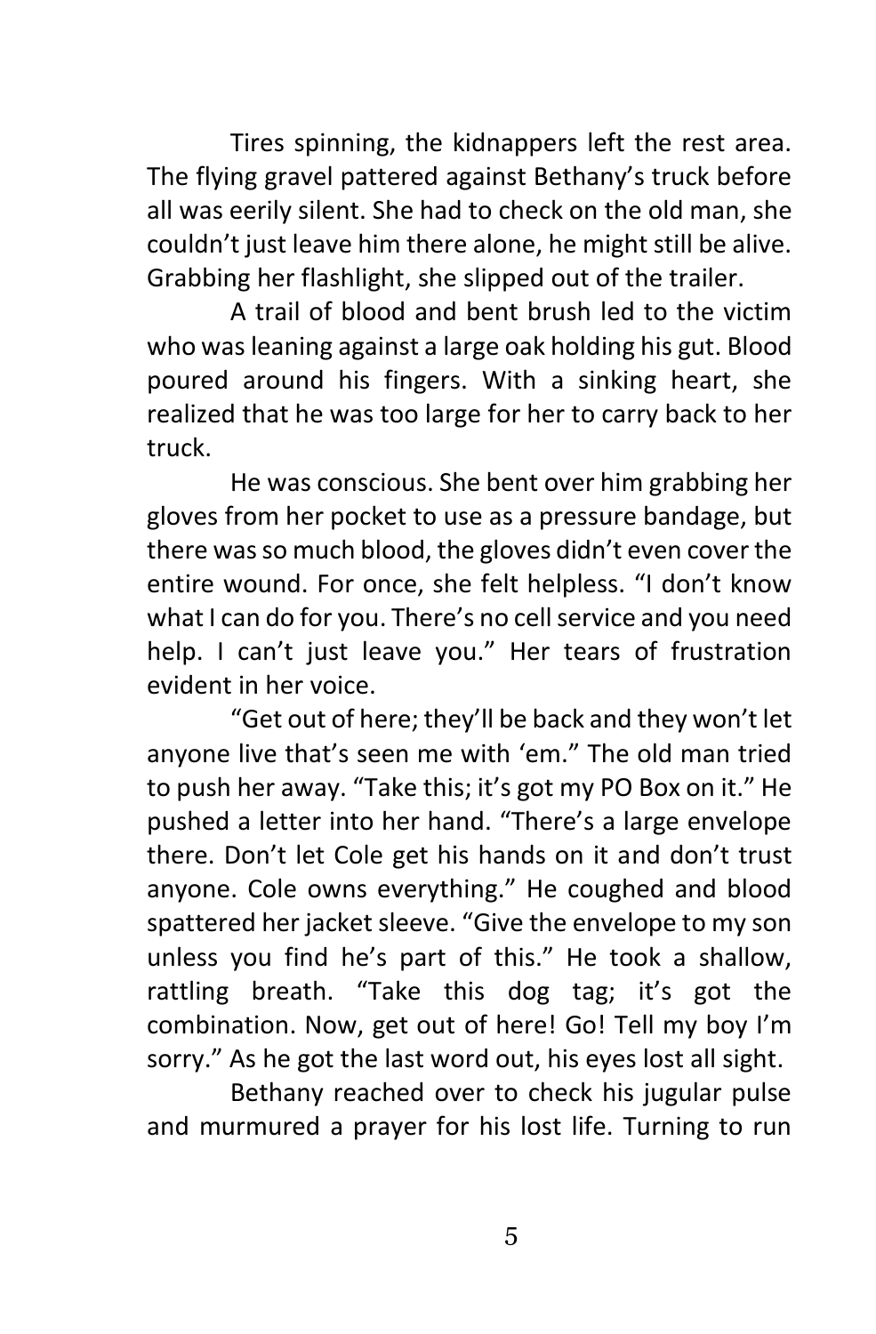Tires spinning, the kidnappers left the rest area. The flying gravel pattered against Bethany's truck before all was eerily silent. She had to check on the old man, she couldn't just leave him there alone, he might still be alive. Grabbing her flashlight, she slipped out of the trailer.

A trail of blood and bent brush led to the victim who was leaning against a large oak holding his gut. Blood poured around his fingers. With a sinking heart, she realized that he was too large for her to carry back to her truck.

He was conscious. She bent over him grabbing her gloves from her pocket to use as a pressure bandage, but there was so much blood, the gloves didn't even cover the entire wound. For once, she felt helpless. "I don't know what I can do for you. There's no cell service and you need help. I can't just leave you." Her tears of frustration evident in her voice.

"Get out of here; they'll be back and they won't let anyone live that's seen me with 'em." The old man tried to push her away. "Take this; it's got my PO Box on it." He pushed a letter into her hand. "There's a large envelope there. Don't let Cole get his hands on it and don't trust anyone. Cole owns everything." He coughed and blood spattered her jacket sleeve. "Give the envelope to my son unless you find he's part of this." He took a shallow, rattling breath. "Take this dog tag; it's got the combination. Now, get out of here! Go! Tell my boy I'm sorry." As he got the last word out, his eyes lost all sight.

Bethany reached over to check his jugular pulse and murmured a prayer for his lost life. Turning to run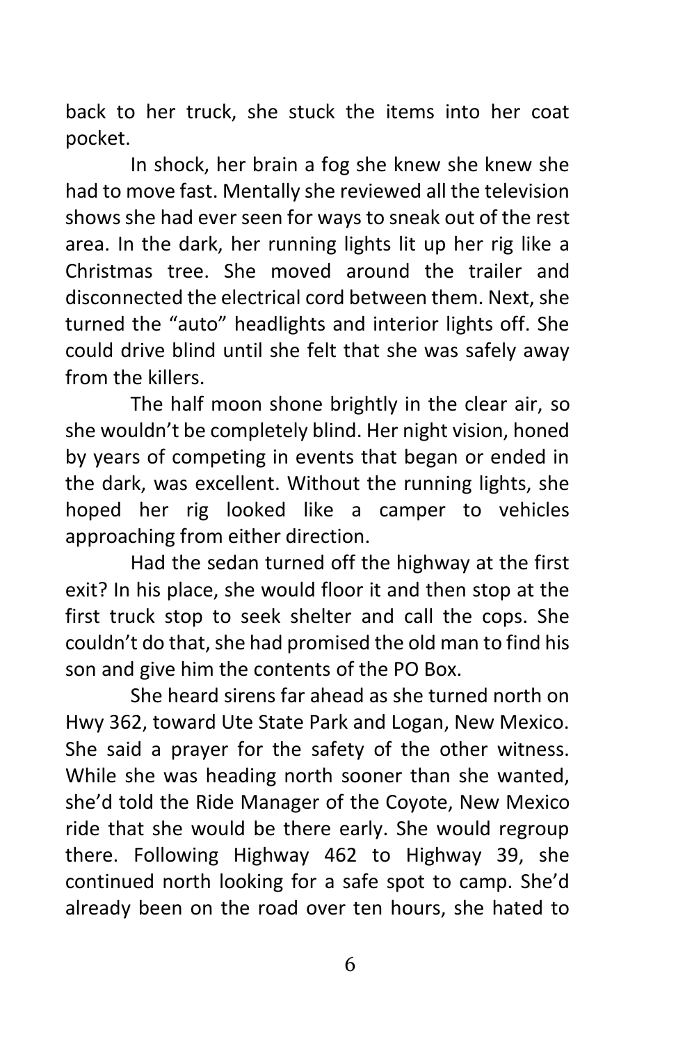back to her truck, she stuck the items into her coat pocket.

In shock, her brain a fog she knew she knew she had to move fast. Mentally she reviewed all the television shows she had ever seen for ways to sneak out of the rest area. In the dark, her running lights lit up her rig like a Christmas tree. She moved around the trailer and disconnected the electrical cord between them. Next, she turned the "auto" headlights and interior lights off. She could drive blind until she felt that she was safely away from the killers.

The half moon shone brightly in the clear air, so she wouldn't be completely blind. Her night vision, honed by years of competing in events that began or ended in the dark, was excellent. Without the running lights, she hoped her rig looked like a camper to vehicles approaching from either direction.

Had the sedan turned off the highway at the first exit? In his place, she would floor it and then stop at the first truck stop to seek shelter and call the cops. She couldn't do that, she had promised the old man to find his son and give him the contents of the PO Box.

She heard sirens far ahead as she turned north on Hwy 362, toward Ute State Park and Logan, New Mexico. She said a prayer for the safety of the other witness. While she was heading north sooner than she wanted, she'd told the Ride Manager of the Coyote, New Mexico ride that she would be there early. She would regroup there. Following Highway 462 to Highway 39, she continued north looking for a safe spot to camp. She'd already been on the road over ten hours, she hated to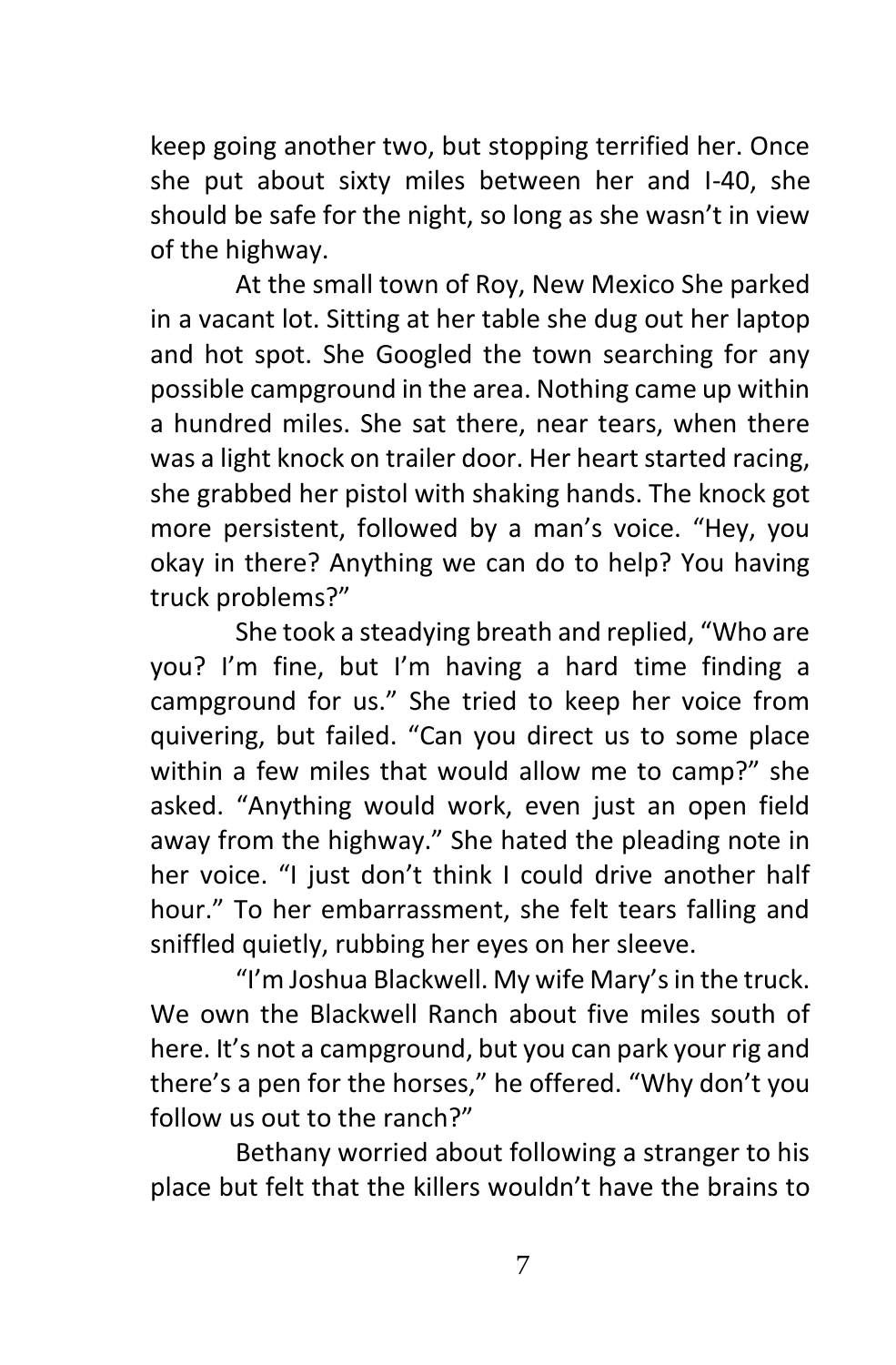keep going another two, but stopping terrified her. Once she put about sixty miles between her and I-40, she should be safe for the night, so long as she wasn't in view of the highway.

At the small town of Roy, New Mexico She parked in a vacant lot. Sitting at her table she dug out her laptop and hot spot. She Googled the town searching for any possible campground in the area. Nothing came up within a hundred miles. She sat there, near tears, when there was a light knock on trailer door. Her heart started racing, she grabbed her pistol with shaking hands. The knock got more persistent, followed by a man's voice. "Hey, you okay in there? Anything we can do to help? You having truck problems?"

She took a steadying breath and replied, "Who are you? I'm fine, but I'm having a hard time finding a campground for us." She tried to keep her voice from quivering, but failed. "Can you direct us to some place within a few miles that would allow me to camp?" she asked. "Anything would work, even just an open field away from the highway." She hated the pleading note in her voice. "I just don't think I could drive another half hour." To her embarrassment, she felt tears falling and sniffled quietly, rubbing her eyes on her sleeve.

"I'm Joshua Blackwell. My wife Mary's in the truck. We own the Blackwell Ranch about five miles south of here. It's not a campground, but you can park your rig and there's a pen for the horses," he offered. "Why don't you follow us out to the ranch?"

Bethany worried about following a stranger to his place but felt that the killers wouldn't have the brains to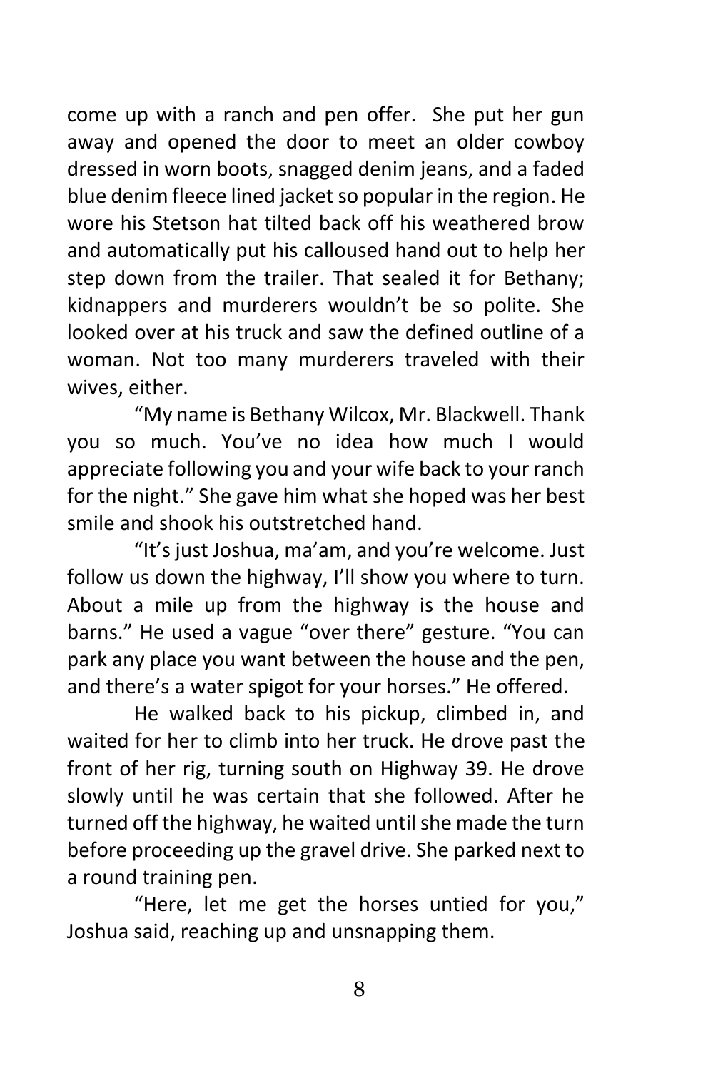come up with a ranch and pen offer. She put her gun away and opened the door to meet an older cowboy dressed in worn boots, snagged denim jeans, and a faded blue denim fleece lined jacket so popular in the region. He wore his Stetson hat tilted back off his weathered brow and automatically put his calloused hand out to help her step down from the trailer. That sealed it for Bethany; kidnappers and murderers wouldn't be so polite. She looked over at his truck and saw the defined outline of a woman. Not too many murderers traveled with their wives, either.

"My name is Bethany Wilcox, Mr. Blackwell. Thank you so much. You've no idea how much I would appreciate following you and your wife back to your ranch for the night." She gave him what she hoped was her best smile and shook his outstretched hand.

"It's just Joshua, ma'am, and you're welcome. Just follow us down the highway, I'll show you where to turn. About a mile up from the highway is the house and barns." He used a vague "over there" gesture. "You can park any place you want between the house and the pen, and there's a water spigot for your horses." He offered.

He walked back to his pickup, climbed in, and waited for her to climb into her truck. He drove past the front of her rig, turning south on Highway 39. He drove slowly until he was certain that she followed. After he turned off the highway, he waited until she made the turn before proceeding up the gravel drive. She parked next to a round training pen.

"Here, let me get the horses untied for you," Joshua said, reaching up and unsnapping them.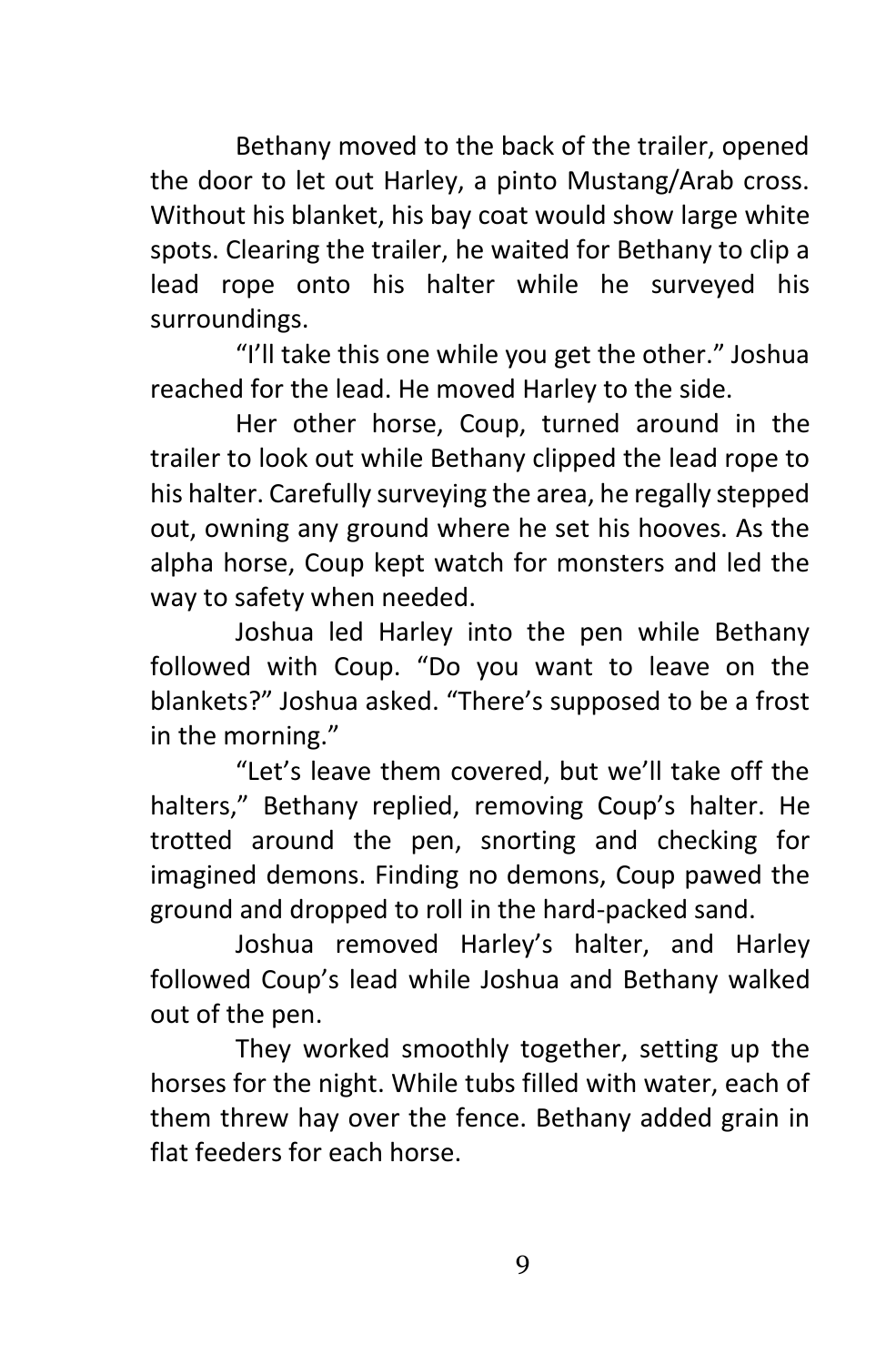Bethany moved to the back of the trailer, opened the door to let out Harley, a pinto Mustang/Arab cross. Without his blanket, his bay coat would show large white spots. Clearing the trailer, he waited for Bethany to clip a lead rope onto his halter while he surveyed his surroundings.

"I'll take this one while you get the other." Joshua reached for the lead. He moved Harley to the side.

Her other horse, Coup, turned around in the trailer to look out while Bethany clipped the lead rope to his halter. Carefully surveying the area, he regally stepped out, owning any ground where he set his hooves. As the alpha horse, Coup kept watch for monsters and led the way to safety when needed.

Joshua led Harley into the pen while Bethany followed with Coup. "Do you want to leave on the blankets?" Joshua asked. "There's supposed to be a frost in the morning."

"Let's leave them covered, but we'll take off the halters," Bethany replied, removing Coup's halter. He trotted around the pen, snorting and checking for imagined demons. Finding no demons, Coup pawed the ground and dropped to roll in the hard-packed sand.

Joshua removed Harley's halter, and Harley followed Coup's lead while Joshua and Bethany walked out of the pen.

They worked smoothly together, setting up the horses for the night. While tubs filled with water, each of them threw hay over the fence. Bethany added grain in flat feeders for each horse.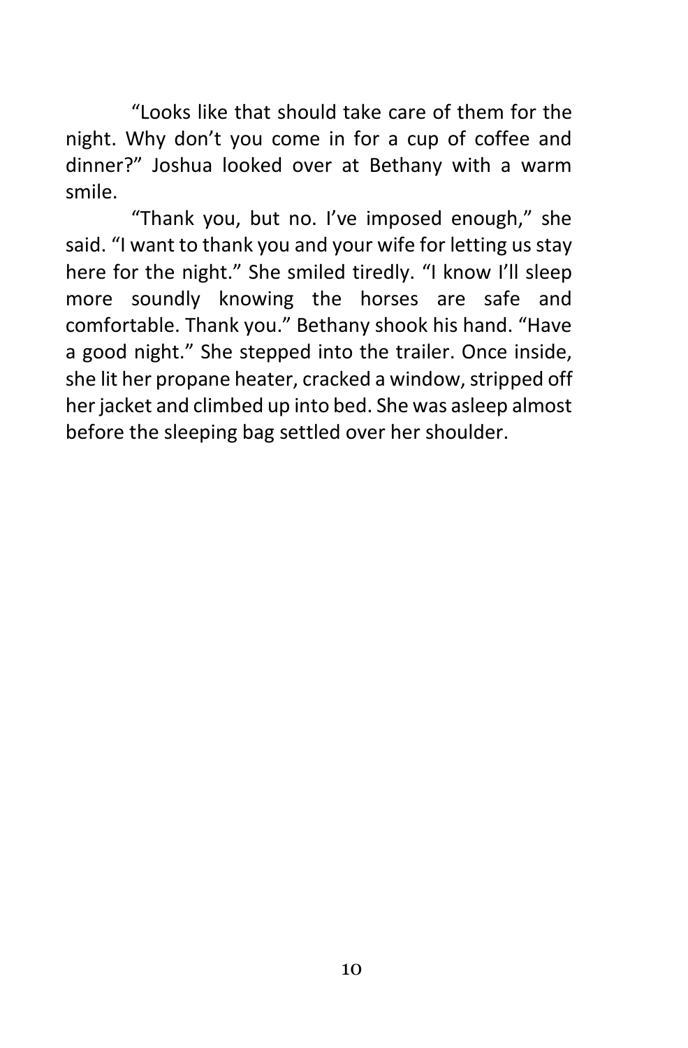"Looks like that should take care of them for the night. Why don't you come in for a cup of coffee and dinner?" Joshua looked over at Bethany with a warm smile.

"Thank you, but no. I've imposed enough," she said. "I want to thank you and your wife for letting us stay here for the night." She smiled tiredly. "I know I'll sleep more soundly knowing the horses are safe and comfortable. Thank you." Bethany shook his hand. "Have a good night." She stepped into the trailer. Once inside, she lit her propane heater, cracked a window, stripped off her jacket and climbed up into bed. She was asleep almost before the sleeping bag settled over her shoulder.